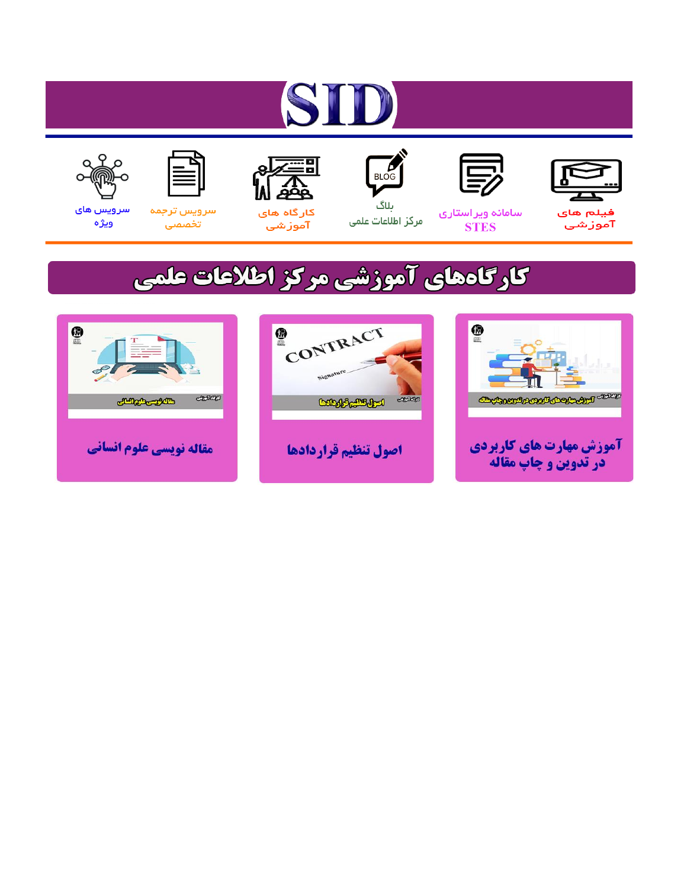# SID

فیلم های آموزشی

سامانه ویراستاری STES

بلاگ مرکز اطلاعات علمی

کارگاه های آموزشی

سرویس ترجمه تخصصی

سرویس های ویژه

## کارگاه‌های آموزشی مرکز اطلاعات علمی

آموزش مهارت های کاربردی در تدوین و چاپ مقاله

اصول تنظیم قراردادها

مقاله نویسی علوم انسانی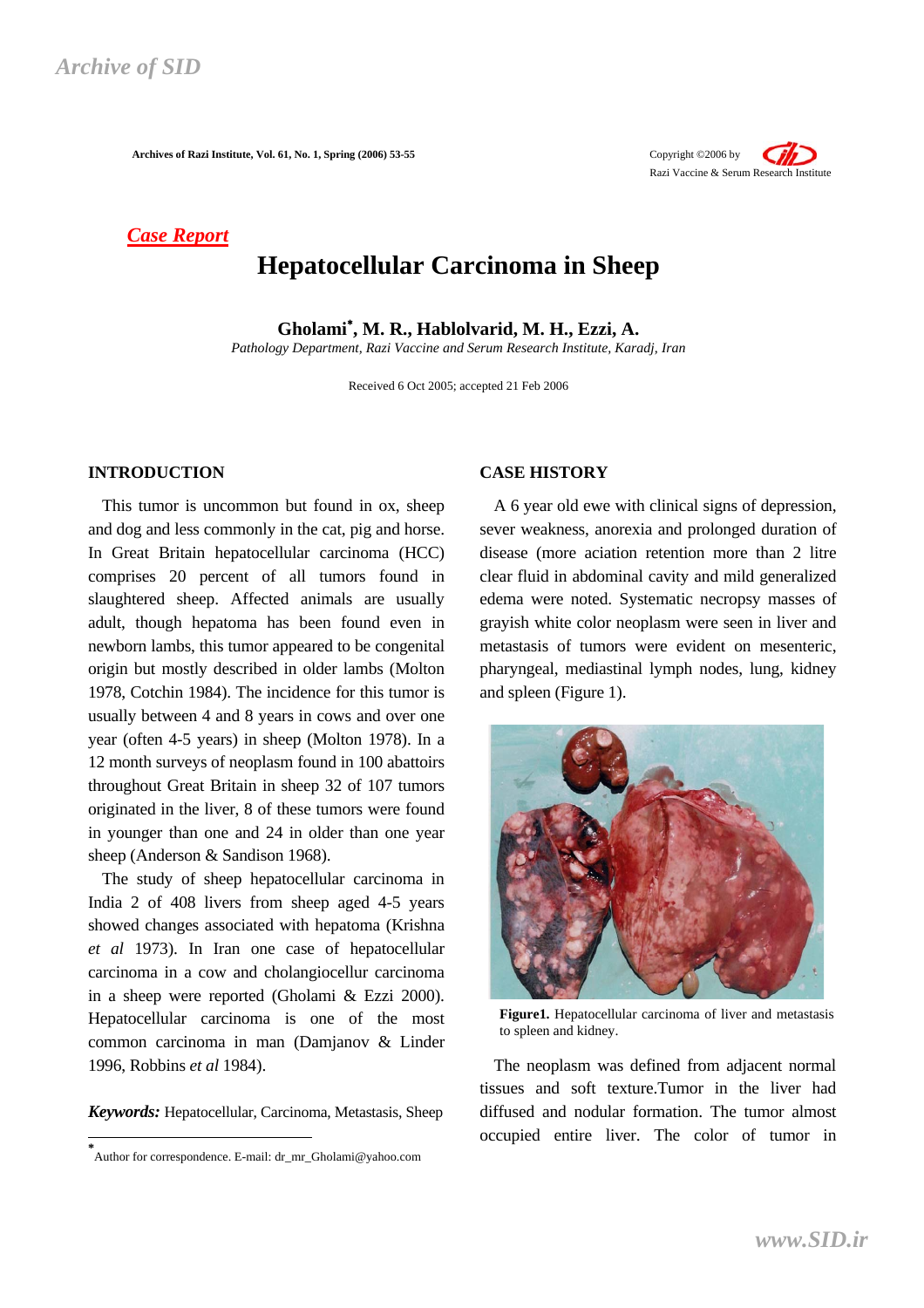*Case Report*

# Hepatocellular Carcinoma in Sheep

**Gholami[*], M. R., Hablolvarid, M. H., Ezzi, A.**

*Pathology Department, Razi Vaccine and Serum Research Institute, Karadj, Iran*

Received 6 Oct 2005; accepted 21 Feb 2006

## INTRODUCTION

This tumor is uncommon but found in ox, sheep and dog and less commonly in the cat, pig and horse. In Great Britain hepatocellular carcinoma (HCC) comprises 20 percent of all tumors found in slaughtered sheep. Affected animals are usually adult, though hepatoma has been found even in newborn lambs, this tumor appeared to be congenital origin but mostly described in older lambs (Molton 1978, Cotchin 1984). The incidence for this tumor is usually between 4 and 8 years in cows and over one year (often 4-5 years) in sheep (Molton 1978). In a 12 month surveys of neoplasm found in 100 abattoirs throughout Great Britain in sheep 32 of 107 tumors originated in the liver, 8 of these tumors were found in younger than one and 24 in older than one year sheep (Anderson & Sandison 1968).

The study of sheep hepatocellular carcinoma in India 2 of 408 livers from sheep aged 4-5 years showed changes associated with hepatoma (Krishna *et al* 1973). In Iran one case of hepatocellular carcinoma in a cow and cholangiocellur carcinoma in a sheep were reported (Gholami & Ezzi 2000). Hepatocellular carcinoma is one of the most common carcinoma in man (Damjanov & Linder 1996, Robbins *et al* 1984).

***Keywords:*** Hepatocellular, Carcinoma, Metastasis, Sheep

[*] Author for correspondence. E-mail: dr_mr_Gholami@yahoo.com

## CASE HISTORY

A 6 year old ewe with clinical signs of depression, sever weakness, anorexia and prolonged duration of disease (more aciation retention more than 2 litre clear fluid in abdominal cavity and mild generalized edema were noted. Systematic necropsy masses of grayish white color neoplasm were seen in liver and metastasis of tumors were evident on mesenteric, pharyngeal, mediastinal lymph nodes, lung, kidney and spleen (Figure 1).

**Figure1.** Hepatocellular carcinoma of liver and metastasis to spleen and kidney.

The neoplasm was defined from adjacent normal tissues and soft texture.Tumor in the liver had diffused and nodular formation. The tumor almost occupied entire liver. The color of tumor in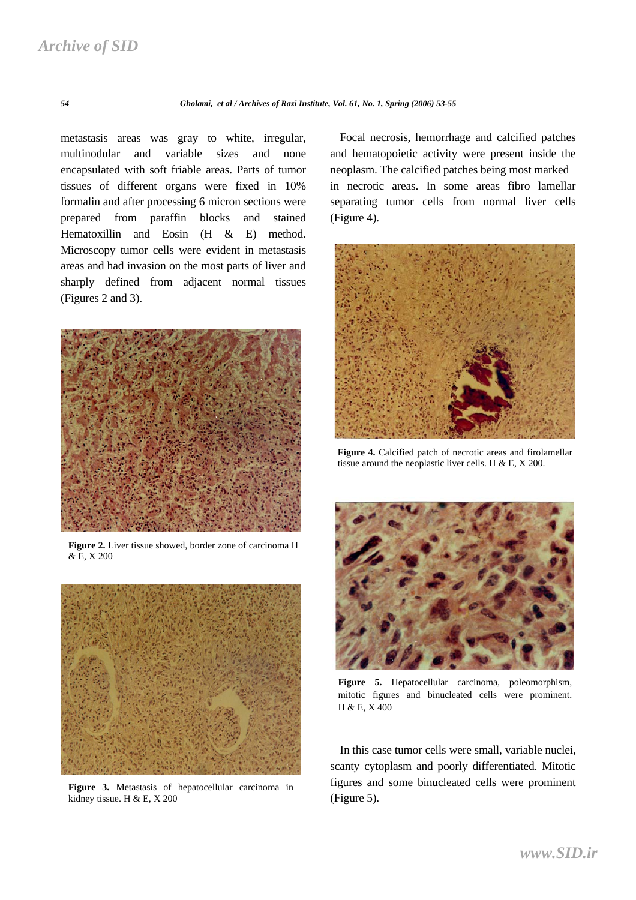metastasis areas was gray to white, irregular, multinodular and variable sizes and none encapsulated with soft friable areas. Parts of tumor tissues of different organs were fixed in 10% formalin and after processing 6 micron sections were prepared from paraffin blocks and stained Hematoxillin and Eosin (H & E) method. Microscopy tumor cells were evident in metastasis areas and had invasion on the most parts of liver and sharply defined from adjacent normal tissues (Figures 2 and 3).

**Figure 2.** Liver tissue showed, border zone of carcinoma H & E, X 200

**Figure 3.** Metastasis of hepatocellular carcinoma in kidney tissue. H & E, X 200

Focal necrosis, hemorrhage and calcified patches and hematopoietic activity were present inside the neoplasm. The calcified patches being most marked in necrotic areas. In some areas fibro lamellar separating tumor cells from normal liver cells (Figure 4).

**Figure 4.** Calcified patch of necrotic areas and firolamellar tissue around the neoplastic liver cells. H & E, X 200.

**Figure 5.** Hepatocellular carcinoma, poleomorphism, mitotic figures and binucleated cells were prominent. H & E, X 400

In this case tumor cells were small, variable nuclei, scanty cytoplasm and poorly differentiated. Mitotic figures and some binucleated cells were prominent (Figure 5).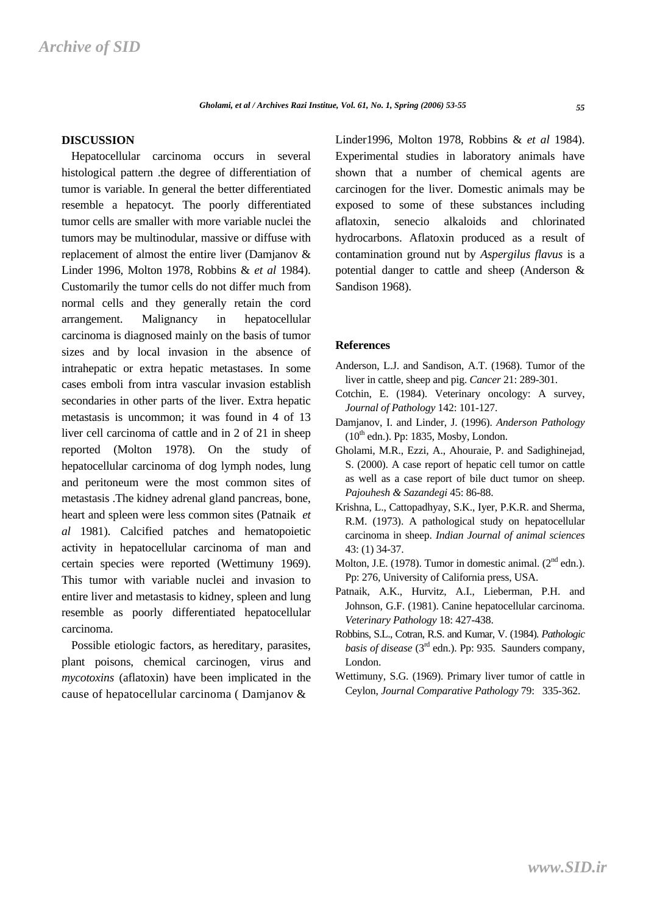## DISCUSSION

Hepatocellular carcinoma occurs in several histological pattern .the degree of differentiation of tumor is variable. In general the better differentiated resemble a hepatocyt. The poorly differentiated tumor cells are smaller with more variable nuclei the tumors may be multinodular, massive or diffuse with replacement of almost the entire liver (Damjanov & Linder 1996, Molton 1978, Robbins & *et al* 1984). Customarily the tumor cells do not differ much from normal cells and they generally retain the cord arrangement. Malignancy in hepatocellular carcinoma is diagnosed mainly on the basis of tumor sizes and by local invasion in the absence of intrahepatic or extra hepatic metastases. In some cases emboli from intra vascular invasion establish secondaries in other parts of the liver. Extra hepatic metastasis is uncommon; it was found in 4 of 13 liver cell carcinoma of cattle and in 2 of 21 in sheep reported (Molton 1978). On the study of hepatocellular carcinoma of dog lymph nodes, lung and peritoneum were the most common sites of metastasis .The kidney adrenal gland pancreas, bone, heart and spleen were less common sites (Patnaik *et al* 1981). Calcified patches and hematopoietic activity in hepatocellular carcinoma of man and certain species were reported (Wettimuny 1969). This tumor with variable nuclei and invasion to entire liver and metastasis to kidney, spleen and lung resemble as poorly differentiated hepatocellular carcinoma.

Possible etiologic factors, as hereditary, parasites, plant poisons, chemical carcinogen, virus and *mycotoxins* (aflatoxin) have been implicated in the cause of hepatocellular carcinoma ( Damjanov & Linder1996, Molton 1978, Robbins & *et al* 1984). Experimental studies in laboratory animals have shown that a number of chemical agents are carcinogen for the liver. Domestic animals may be exposed to some of these substances including aflatoxin, senecio alkaloids and chlorinated hydrocarbons. Aflatoxin produced as a result of contamination ground nut by *Aspergilus flavus* is a potential danger to cattle and sheep (Anderson & Sandison 1968).

### References

Anderson, L.J. and Sandison, A.T. (1968). Tumor of the liver in cattle, sheep and pig. *Cancer* 21: 289-301.

Cotchin, E. (1984). Veterinary oncology: A survey, *Journal of Pathology* 142: 101-127.

Damjanov, I. and Linder, J. (1996). *Anderson Pathology* (10th edn.). Pp: 1835, Mosby, London.

Gholami, M.R., Ezzi, A., Ahouraie, P. and Sadighinejad, S. (2000). A case report of hepatic cell tumor on cattle as well as a case report of bile duct tumor on sheep. *Pajouhesh & Sazandegi* 45: 86-88.

Krishna, L., Cattopadhyay, S.K., Iyer, P.K.R. and Sherma, R.M. (1973). A pathological study on hepatocellular carcinoma in sheep. *Indian Journal of animal sciences* 43: (1) 34-37.

Molton, J.E. (1978). Tumor in domestic animal. (2nd edn.). Pp: 276, University of California press, USA.

Patnaik, A.K., Hurvitz, A.I., Lieberman, P.H. and Johnson, G.F. (1981). Canine hepatocellular carcinoma. *Veterinary Pathology* 18: 427-438.

Robbins, S.L., Cotran, R.S. and Kumar, V. (1984). *Pathologic basis of disease* (3rd edn.). Pp: 935. Saunders company, London.

Wettimuny, S.G. (1969). Primary liver tumor of cattle in Ceylon, *Journal Comparative Pathology* 79: 335-362.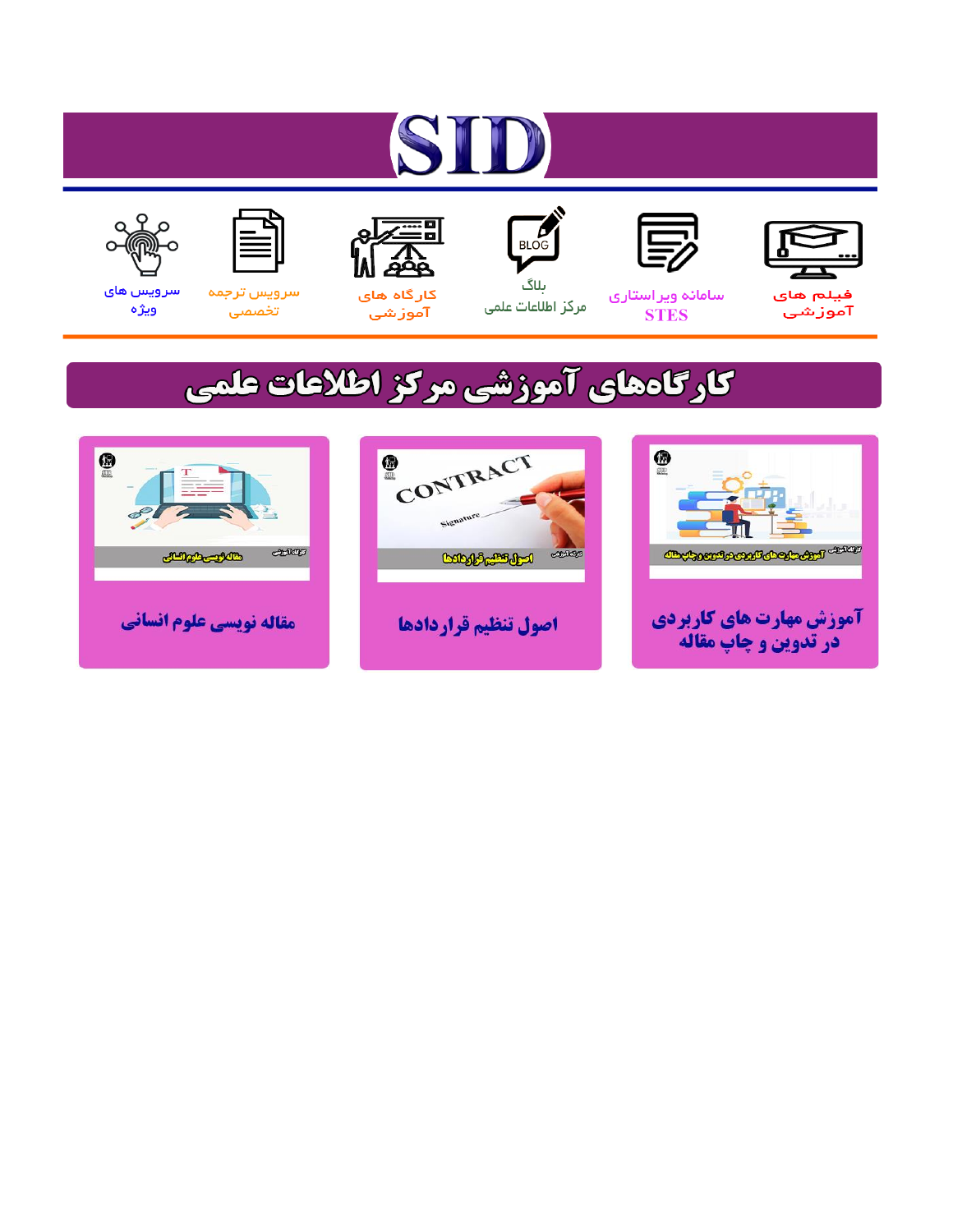# SID

فیلم های آموزشی

سامانه ویراستاری STES

بلاگ مرکز اطلاعات علمی

کارگاه های آموزشی

سرویس ترجمه تخصصی

سرویس های ویژه

## کارگاه‌های آموزشی مرکز اطلاعات علمی

آموزش مهارت های کاربردی در تدوین و چاپ مقاله

اصول تنظیم قراردادها

مقاله نویسی علوم انسانی